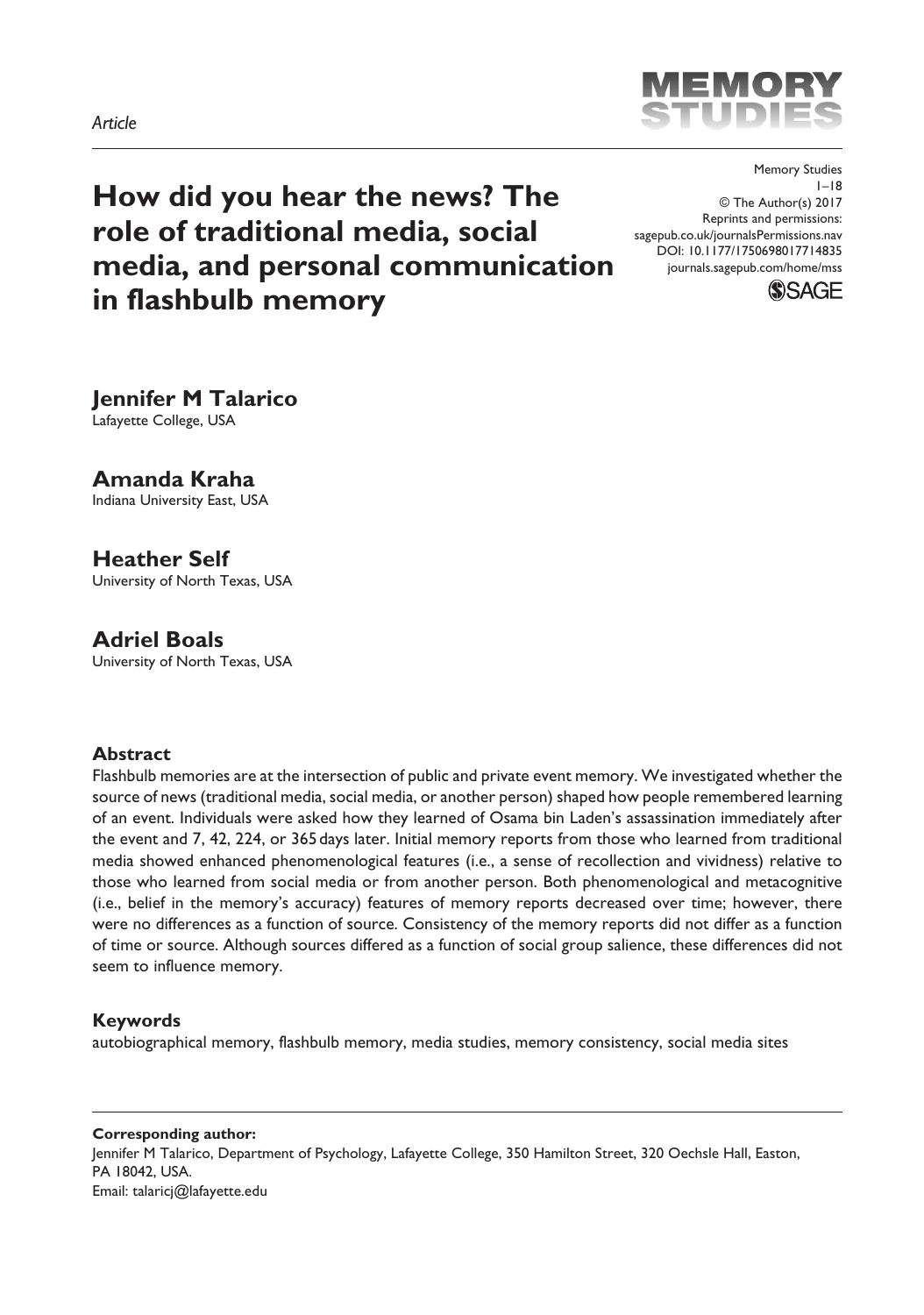*Article*

# How did you hear the news? The role of traditional media, social media, and personal communication in flashbulb memory

Memory Studies
1–18
© The Author(s) 2017
Reprints and permissions:
sagepub.co.uk/journalsPermissions.nav
DOI: 10.1177/1750698017714835
journals.sagepub.com/home/mss

**Jennifer M Talarico**
Lafayette College, USA

**Amanda Kraha**
Indiana University East, USA

**Heather Self**
University of North Texas, USA

**Adriel Boals**
University of North Texas, USA

### Abstract

Flashbulb memories are at the intersection of public and private event memory. We investigated whether the source of news (traditional media, social media, or another person) shaped how people remembered learning of an event. Individuals were asked how they learned of Osama bin Laden's assassination immediately after the event and 7, 42, 224, or 365 days later. Initial memory reports from those who learned from traditional media showed enhanced phenomenological features (i.e., a sense of recollection and vividness) relative to those who learned from social media or from another person. Both phenomenological and metacognitive (i.e., belief in the memory's accuracy) features of memory reports decreased over time; however, there were no differences as a function of source. Consistency of the memory reports did not differ as a function of time or source. Although sources differed as a function of social group salience, these differences did not seem to influence memory.

### Keywords

autobiographical memory, flashbulb memory, media studies, memory consistency, social media sites

**Corresponding author:**
Jennifer M Talarico, Department of Psychology, Lafayette College, 350 Hamilton Street, 320 Oechsle Hall, Easton, PA 18042, USA.
Email: talaricj@lafayette.edu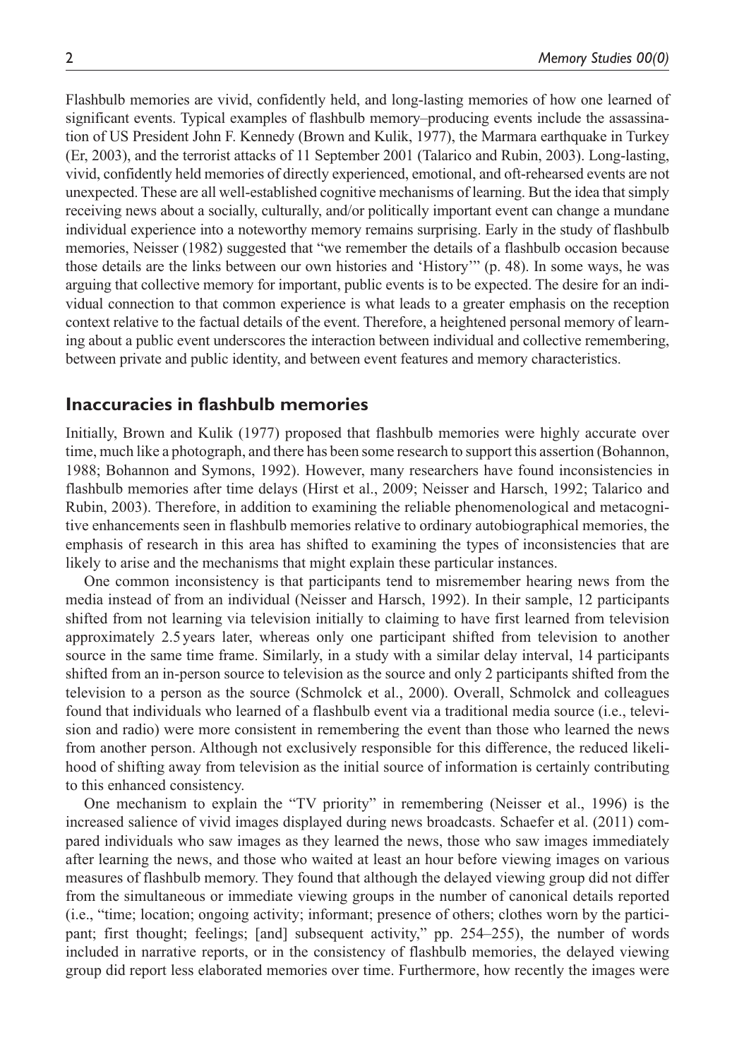Flashbulb memories are vivid, confidently held, and long-lasting memories of how one learned of significant events. Typical examples of flashbulb memory–producing events include the assassination of US President John F. Kennedy (Brown and Kulik, 1977), the Marmara earthquake in Turkey (Er, 2003), and the terrorist attacks of 11 September 2001 (Talarico and Rubin, 2003). Long-lasting, vivid, confidently held memories of directly experienced, emotional, and oft-rehearsed events are not unexpected. These are all well-established cognitive mechanisms of learning. But the idea that simply receiving news about a socially, culturally, and/or politically important event can change a mundane individual experience into a noteworthy memory remains surprising. Early in the study of flashbulb memories, Neisser (1982) suggested that "we remember the details of a flashbulb occasion because those details are the links between our own histories and 'History'" (p. 48). In some ways, he was arguing that collective memory for important, public events is to be expected. The desire for an individual connection to that common experience is what leads to a greater emphasis on the reception context relative to the factual details of the event. Therefore, a heightened personal memory of learning about a public event underscores the interaction between individual and collective remembering, between private and public identity, and between event features and memory characteristics.

## Inaccuracies in flashbulb memories

Initially, Brown and Kulik (1977) proposed that flashbulb memories were highly accurate over time, much like a photograph, and there has been some research to support this assertion (Bohannon, 1988; Bohannon and Symons, 1992). However, many researchers have found inconsistencies in flashbulb memories after time delays (Hirst et al., 2009; Neisser and Harsch, 1992; Talarico and Rubin, 2003). Therefore, in addition to examining the reliable phenomenological and metacognitive enhancements seen in flashbulb memories relative to ordinary autobiographical memories, the emphasis of research in this area has shifted to examining the types of inconsistencies that are likely to arise and the mechanisms that might explain these particular instances.

One common inconsistency is that participants tend to misremember hearing news from the media instead of from an individual (Neisser and Harsch, 1992). In their sample, 12 participants shifted from not learning via television initially to claiming to have first learned from television approximately 2.5 years later, whereas only one participant shifted from television to another source in the same time frame. Similarly, in a study with a similar delay interval, 14 participants shifted from an in-person source to television as the source and only 2 participants shifted from the television to a person as the source (Schmolck et al., 2000). Overall, Schmolck and colleagues found that individuals who learned of a flashbulb event via a traditional media source (i.e., television and radio) were more consistent in remembering the event than those who learned the news from another person. Although not exclusively responsible for this difference, the reduced likelihood of shifting away from television as the initial source of information is certainly contributing to this enhanced consistency.

One mechanism to explain the "TV priority" in remembering (Neisser et al., 1996) is the increased salience of vivid images displayed during news broadcasts. Schaefer et al. (2011) compared individuals who saw images as they learned the news, those who saw images immediately after learning the news, and those who waited at least an hour before viewing images on various measures of flashbulb memory. They found that although the delayed viewing group did not differ from the simultaneous or immediate viewing groups in the number of canonical details reported (i.e., "time; location; ongoing activity; informant; presence of others; clothes worn by the participant; first thought; feelings; [and] subsequent activity," pp. 254–255), the number of words included in narrative reports, or in the consistency of flashbulb memories, the delayed viewing group did report less elaborated memories over time. Furthermore, how recently the images were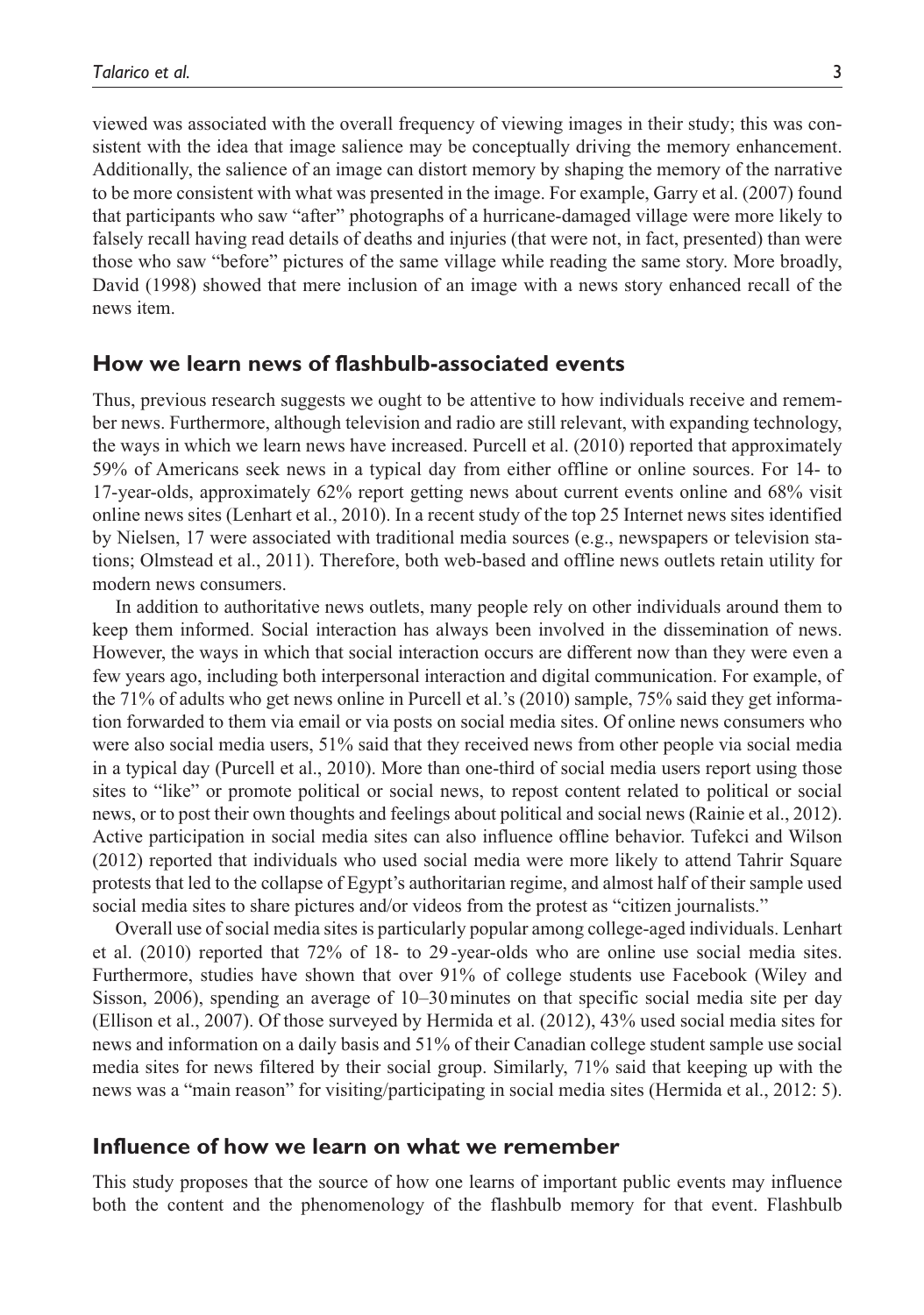viewed was associated with the overall frequency of viewing images in their study; this was consistent with the idea that image salience may be conceptually driving the memory enhancement. Additionally, the salience of an image can distort memory by shaping the memory of the narrative to be more consistent with what was presented in the image. For example, Garry et al. (2007) found that participants who saw "after" photographs of a hurricane-damaged village were more likely to falsely recall having read details of deaths and injuries (that were not, in fact, presented) than were those who saw "before" pictures of the same village while reading the same story. More broadly, David (1998) showed that mere inclusion of an image with a news story enhanced recall of the news item.

## How we learn news of flashbulb-associated events

Thus, previous research suggests we ought to be attentive to how individuals receive and remember news. Furthermore, although television and radio are still relevant, with expanding technology, the ways in which we learn news have increased. Purcell et al. (2010) reported that approximately 59% of Americans seek news in a typical day from either offline or online sources. For 14- to 17-year-olds, approximately 62% report getting news about current events online and 68% visit online news sites (Lenhart et al., 2010). In a recent study of the top 25 Internet news sites identified by Nielsen, 17 were associated with traditional media sources (e.g., newspapers or television stations; Olmstead et al., 2011). Therefore, both web-based and offline news outlets retain utility for modern news consumers.

In addition to authoritative news outlets, many people rely on other individuals around them to keep them informed. Social interaction has always been involved in the dissemination of news. However, the ways in which that social interaction occurs are different now than they were even a few years ago, including both interpersonal interaction and digital communication. For example, of the 71% of adults who get news online in Purcell et al.'s (2010) sample, 75% said they get information forwarded to them via email or via posts on social media sites. Of online news consumers who were also social media users, 51% said that they received news from other people via social media in a typical day (Purcell et al., 2010). More than one-third of social media users report using those sites to "like" or promote political or social news, to repost content related to political or social news, or to post their own thoughts and feelings about political and social news (Rainie et al., 2012). Active participation in social media sites can also influence offline behavior. Tufekci and Wilson (2012) reported that individuals who used social media were more likely to attend Tahrir Square protests that led to the collapse of Egypt's authoritarian regime, and almost half of their sample used social media sites to share pictures and/or videos from the protest as "citizen journalists."

Overall use of social media sites is particularly popular among college-aged individuals. Lenhart et al. (2010) reported that 72% of 18- to 29-year-olds who are online use social media sites. Furthermore, studies have shown that over 91% of college students use Facebook (Wiley and Sisson, 2006), spending an average of 10–30 minutes on that specific social media site per day (Ellison et al., 2007). Of those surveyed by Hermida et al. (2012), 43% used social media sites for news and information on a daily basis and 51% of their Canadian college student sample use social media sites for news filtered by their social group. Similarly, 71% said that keeping up with the news was a "main reason" for visiting/participating in social media sites (Hermida et al., 2012: 5).

## Influence of how we learn on what we remember

This study proposes that the source of how one learns of important public events may influence both the content and the phenomenology of the flashbulb memory for that event. Flashbulb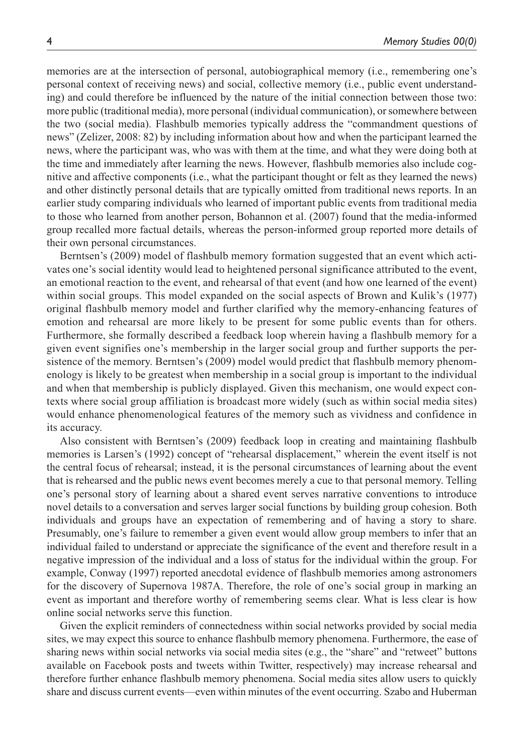memories are at the intersection of personal, autobiographical memory (i.e., remembering one's personal context of receiving news) and social, collective memory (i.e., public event understanding) and could therefore be influenced by the nature of the initial connection between those two: more public (traditional media), more personal (individual communication), or somewhere between the two (social media). Flashbulb memories typically address the "commandment questions of news" (Zelizer, 2008: 82) by including information about how and when the participant learned the news, where the participant was, who was with them at the time, and what they were doing both at the time and immediately after learning the news. However, flashbulb memories also include cognitive and affective components (i.e., what the participant thought or felt as they learned the news) and other distinctly personal details that are typically omitted from traditional news reports. In an earlier study comparing individuals who learned of important public events from traditional media to those who learned from another person, Bohannon et al. (2007) found that the media-informed group recalled more factual details, whereas the person-informed group reported more details of their own personal circumstances.

Berntsen's (2009) model of flashbulb memory formation suggested that an event which activates one's social identity would lead to heightened personal significance attributed to the event, an emotional reaction to the event, and rehearsal of that event (and how one learned of the event) within social groups. This model expanded on the social aspects of Brown and Kulik's (1977) original flashbulb memory model and further clarified why the memory-enhancing features of emotion and rehearsal are more likely to be present for some public events than for others. Furthermore, she formally described a feedback loop wherein having a flashbulb memory for a given event signifies one's membership in the larger social group and further supports the persistence of the memory. Berntsen's (2009) model would predict that flashbulb memory phenomenology is likely to be greatest when membership in a social group is important to the individual and when that membership is publicly displayed. Given this mechanism, one would expect contexts where social group affiliation is broadcast more widely (such as within social media sites) would enhance phenomenological features of the memory such as vividness and confidence in its accuracy.

Also consistent with Berntsen's (2009) feedback loop in creating and maintaining flashbulb memories is Larsen's (1992) concept of "rehearsal displacement," wherein the event itself is not the central focus of rehearsal; instead, it is the personal circumstances of learning about the event that is rehearsed and the public news event becomes merely a cue to that personal memory. Telling one's personal story of learning about a shared event serves narrative conventions to introduce novel details to a conversation and serves larger social functions by building group cohesion. Both individuals and groups have an expectation of remembering and of having a story to share. Presumably, one's failure to remember a given event would allow group members to infer that an individual failed to understand or appreciate the significance of the event and therefore result in a negative impression of the individual and a loss of status for the individual within the group. For example, Conway (1997) reported anecdotal evidence of flashbulb memories among astronomers for the discovery of Supernova 1987A. Therefore, the role of one's social group in marking an event as important and therefore worthy of remembering seems clear. What is less clear is how online social networks serve this function.

Given the explicit reminders of connectedness within social networks provided by social media sites, we may expect this source to enhance flashbulb memory phenomena. Furthermore, the ease of sharing news within social networks via social media sites (e.g., the "share" and "retweet" buttons available on Facebook posts and tweets within Twitter, respectively) may increase rehearsal and therefore further enhance flashbulb memory phenomena. Social media sites allow users to quickly share and discuss current events—even within minutes of the event occurring. Szabo and Huberman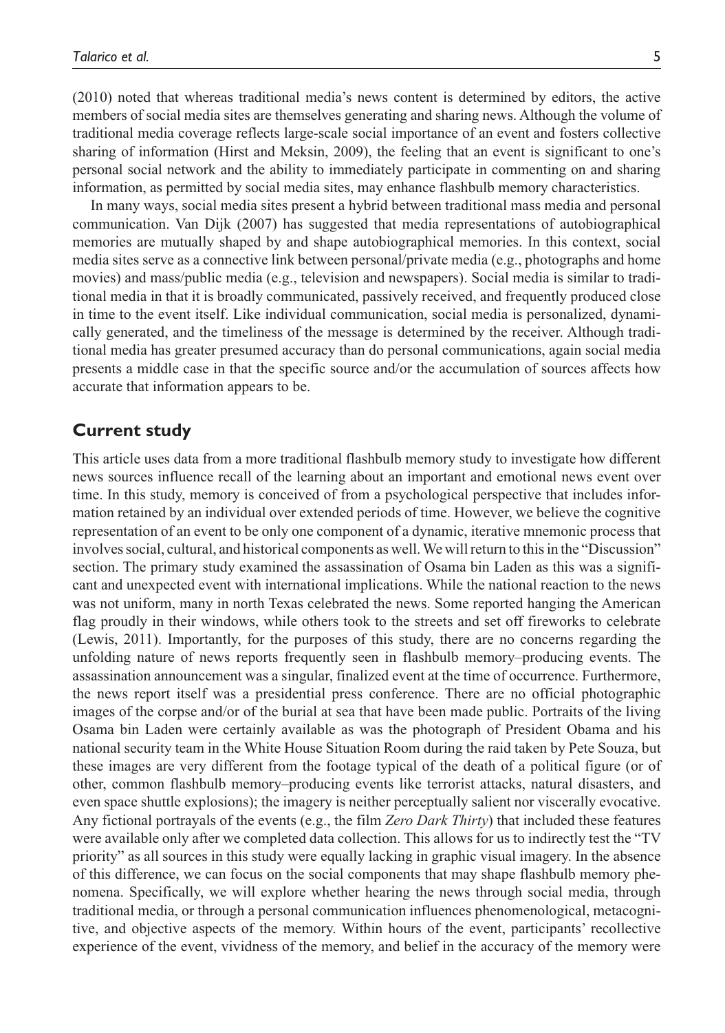(2010) noted that whereas traditional media's news content is determined by editors, the active members of social media sites are themselves generating and sharing news. Although the volume of traditional media coverage reflects large-scale social importance of an event and fosters collective sharing of information (Hirst and Meksin, 2009), the feeling that an event is significant to one's personal social network and the ability to immediately participate in commenting on and sharing information, as permitted by social media sites, may enhance flashbulb memory characteristics.

In many ways, social media sites present a hybrid between traditional mass media and personal communication. Van Dijk (2007) has suggested that media representations of autobiographical memories are mutually shaped by and shape autobiographical memories. In this context, social media sites serve as a connective link between personal/private media (e.g., photographs and home movies) and mass/public media (e.g., television and newspapers). Social media is similar to traditional media in that it is broadly communicated, passively received, and frequently produced close in time to the event itself. Like individual communication, social media is personalized, dynamically generated, and the timeliness of the message is determined by the receiver. Although traditional media has greater presumed accuracy than do personal communications, again social media presents a middle case in that the specific source and/or the accumulation of sources affects how accurate that information appears to be.

## Current study

This article uses data from a more traditional flashbulb memory study to investigate how different news sources influence recall of the learning about an important and emotional news event over time. In this study, memory is conceived of from a psychological perspective that includes information retained by an individual over extended periods of time. However, we believe the cognitive representation of an event to be only one component of a dynamic, iterative mnemonic process that involves social, cultural, and historical components as well. We will return to this in the "Discussion" section. The primary study examined the assassination of Osama bin Laden as this was a significant and unexpected event with international implications. While the national reaction to the news was not uniform, many in north Texas celebrated the news. Some reported hanging the American flag proudly in their windows, while others took to the streets and set off fireworks to celebrate (Lewis, 2011). Importantly, for the purposes of this study, there are no concerns regarding the unfolding nature of news reports frequently seen in flashbulb memory–producing events. The assassination announcement was a singular, finalized event at the time of occurrence. Furthermore, the news report itself was a presidential press conference. There are no official photographic images of the corpse and/or of the burial at sea that have been made public. Portraits of the living Osama bin Laden were certainly available as was the photograph of President Obama and his national security team in the White House Situation Room during the raid taken by Pete Souza, but these images are very different from the footage typical of the death of a political figure (or of other, common flashbulb memory–producing events like terrorist attacks, natural disasters, and even space shuttle explosions); the imagery is neither perceptually salient nor viscerally evocative. Any fictional portrayals of the events (e.g., the film *Zero Dark Thirty*) that included these features were available only after we completed data collection. This allows for us to indirectly test the "TV priority" as all sources in this study were equally lacking in graphic visual imagery. In the absence of this difference, we can focus on the social components that may shape flashbulb memory phenomena. Specifically, we will explore whether hearing the news through social media, through traditional media, or through a personal communication influences phenomenological, metacognitive, and objective aspects of the memory. Within hours of the event, participants' recollective experience of the event, vividness of the memory, and belief in the accuracy of the memory were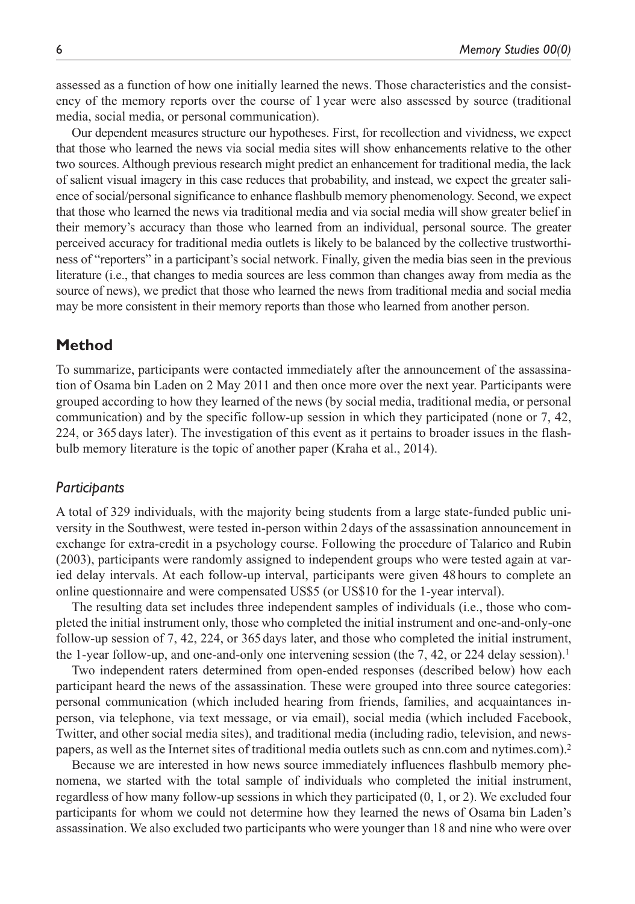assessed as a function of how one initially learned the news. Those characteristics and the consistency of the memory reports over the course of 1 year were also assessed by source (traditional media, social media, or personal communication).

Our dependent measures structure our hypotheses. First, for recollection and vividness, we expect that those who learned the news via social media sites will show enhancements relative to the other two sources. Although previous research might predict an enhancement for traditional media, the lack of salient visual imagery in this case reduces that probability, and instead, we expect the greater salience of social/personal significance to enhance flashbulb memory phenomenology. Second, we expect that those who learned the news via traditional media and via social media will show greater belief in their memory's accuracy than those who learned from an individual, personal source. The greater perceived accuracy for traditional media outlets is likely to be balanced by the collective trustworthiness of "reporters" in a participant's social network. Finally, given the media bias seen in the previous literature (i.e., that changes to media sources are less common than changes away from media as the source of news), we predict that those who learned the news from traditional media and social media may be more consistent in their memory reports than those who learned from another person.

## Method

To summarize, participants were contacted immediately after the announcement of the assassination of Osama bin Laden on 2 May 2011 and then once more over the next year. Participants were grouped according to how they learned of the news (by social media, traditional media, or personal communication) and by the specific follow-up session in which they participated (none or 7, 42, 224, or 365 days later). The investigation of this event as it pertains to broader issues in the flashbulb memory literature is the topic of another paper (Kraha et al., 2014).

### *Participants*

A total of 329 individuals, with the majority being students from a large state-funded public university in the Southwest, were tested in-person within 2 days of the assassination announcement in exchange for extra-credit in a psychology course. Following the procedure of Talarico and Rubin (2003), participants were randomly assigned to independent groups who were tested again at varied delay intervals. At each follow-up interval, participants were given 48 hours to complete an online questionnaire and were compensated US$5 (or US$10 for the 1-year interval).

The resulting data set includes three independent samples of individuals (i.e., those who completed the initial instrument only, those who completed the initial instrument and one-and-only-one follow-up session of 7, 42, 224, or 365 days later, and those who completed the initial instrument, the 1-year follow-up, and one-and-only one intervening session (the 7, 42, or 224 delay session).[1]

Two independent raters determined from open-ended responses (described below) how each participant heard the news of the assassination. These were grouped into three source categories: personal communication (which included hearing from friends, families, and acquaintances in-person, via telephone, via text message, or via email), social media (which included Facebook, Twitter, and other social media sites), and traditional media (including radio, television, and newspapers, as well as the Internet sites of traditional media outlets such as cnn.com and nytimes.com).[2]

Because we are interested in how news source immediately influences flashbulb memory phenomena, we started with the total sample of individuals who completed the initial instrument, regardless of how many follow-up sessions in which they participated (0, 1, or 2). We excluded four participants for whom we could not determine how they learned the news of Osama bin Laden's assassination. We also excluded two participants who were younger than 18 and nine who were over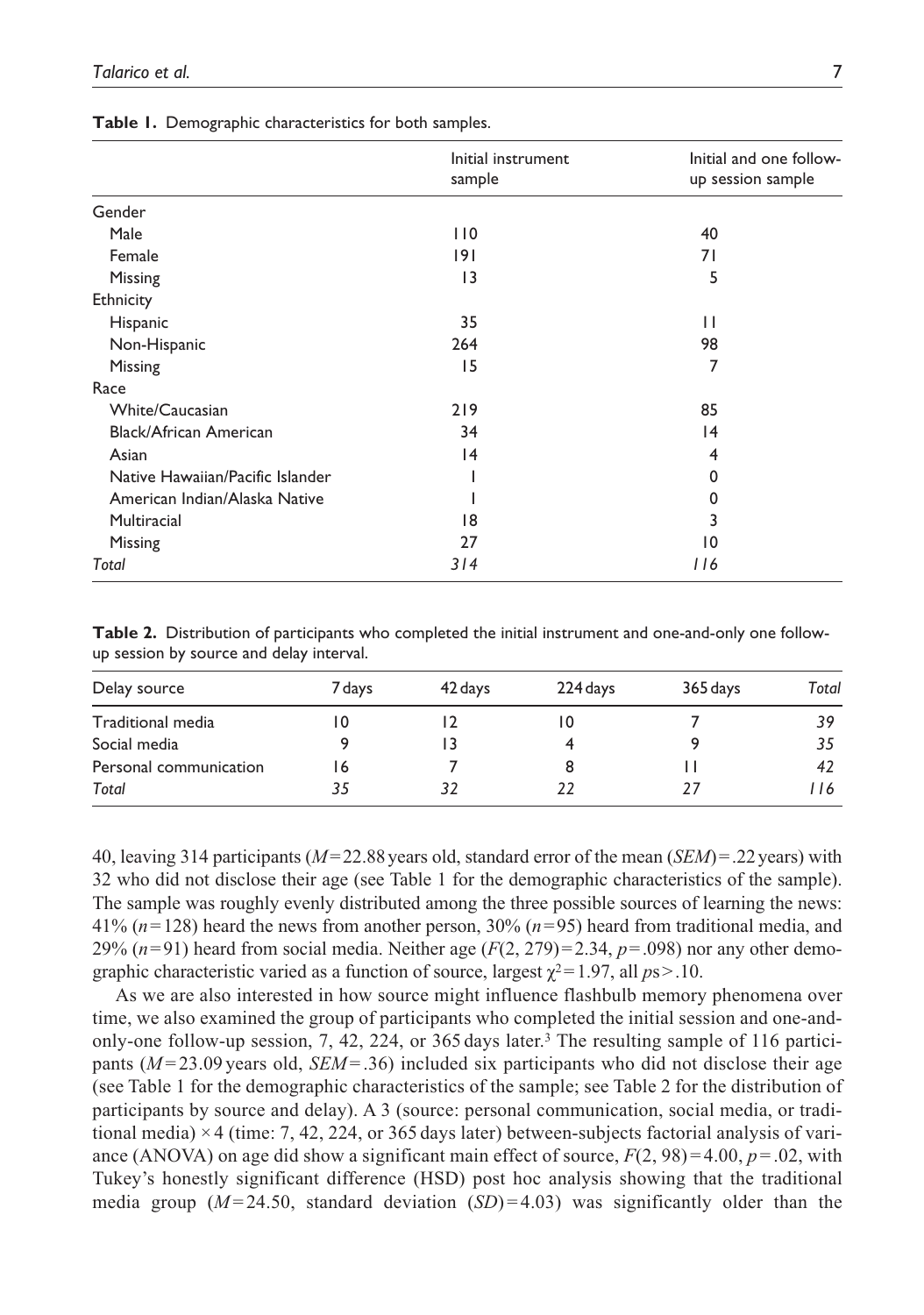**Table 1.** Demographic characteristics for both samples.

| | Initial instrument sample | Initial and one follow-up session sample |
|---|---|---|
| Gender | | |
| Male | 110 | 40 |
| Female | 191 | 71 |
| Missing | 13 | 5 |
| Ethnicity | | |
| Hispanic | 35 | 11 |
| Non-Hispanic | 264 | 98 |
| Missing | 15 | 7 |
| Race | | |
| White/Caucasian | 219 | 85 |
| Black/African American | 34 | 14 |
| Asian | 14 | 4 |
| Native Hawaiian/Pacific Islander | 1 | 0 |
| American Indian/Alaska Native | 1 | 0 |
| Multiracial | 18 | 3 |
| Missing | 27 | 10 |
| *Total* | *314* | *116* |

**Table 2.** Distribution of participants who completed the initial instrument and one-and-only one follow-up session by source and delay interval.

| Delay source | 7 days | 42 days | 224 days | 365 days | *Total* |
|---|---|---|---|---|---|
| Traditional media | 10 | 12 | 10 | 7 | *39* |
| Social media | 9 | 13 | 4 | 9 | *35* |
| Personal communication | 16 | 7 | 8 | 11 | *42* |
| *Total* | *35* | *32* | *22* | *27* | *116* |

40, leaving 314 participants ($M = 22.88$ years old, standard error of the mean ($SEM$) = .22 years) with 32 who did not disclose their age (see Table 1 for the demographic characteristics of the sample). The sample was roughly evenly distributed among the three possible sources of learning the news: 41% ($n = 128$) heard the news from another person, 30% ($n = 95$) heard from traditional media, and 29% ($n = 91$) heard from social media. Neither age ($F(2, 279) = 2.34$, $p = .098$) nor any other demographic characteristic varied as a function of source, largest $\chi^2 = 1.97$, all $ps > .10$.

As we are also interested in how source might influence flashbulb memory phenomena over time, we also examined the group of participants who completed the initial session and one-and-only-one follow-up session, 7, 42, 224, or 365 days later.[3] The resulting sample of 116 participants ($M = 23.09$ years old, $SEM = .36$) included six participants who did not disclose their age (see Table 1 for the demographic characteristics of the sample; see Table 2 for the distribution of participants by source and delay). A 3 (source: personal communication, social media, or traditional media) × 4 (time: 7, 42, 224, or 365 days later) between-subjects factorial analysis of variance (ANOVA) on age did show a significant main effect of source, $F(2, 98) = 4.00$, $p = .02$, with Tukey's honestly significant difference (HSD) post hoc analysis showing that the traditional media group ($M = 24.50$, standard deviation ($SD$) = 4.03) was significantly older than the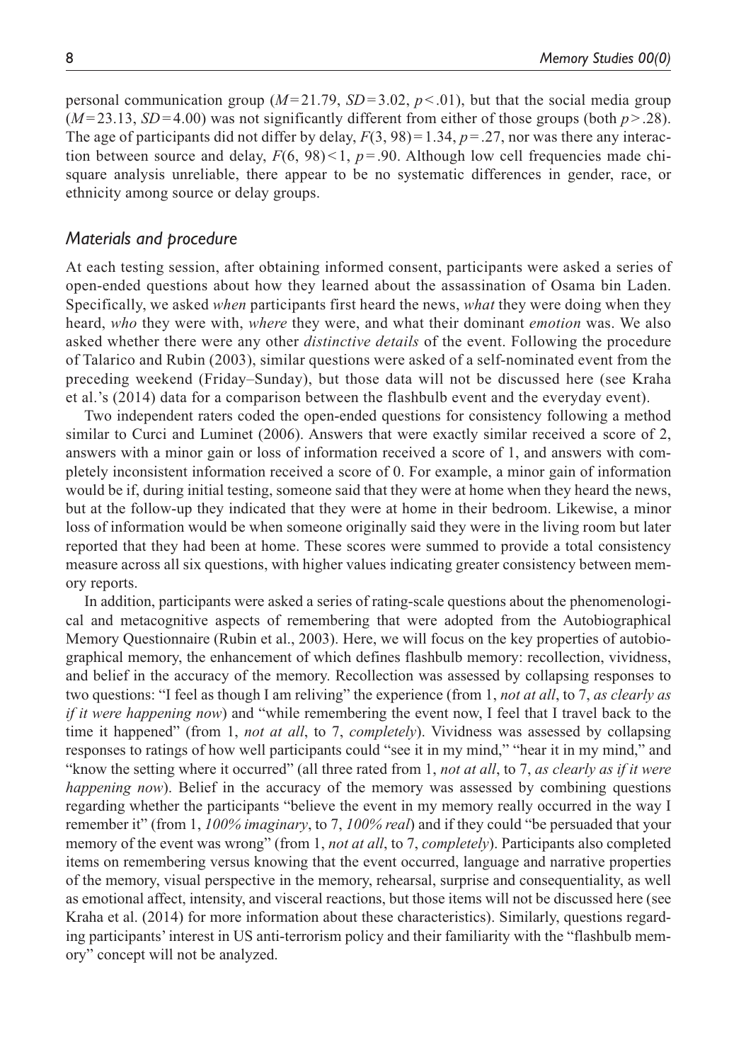personal communication group ($M = 21.79$, $SD = 3.02$, $p < .01$), but that the social media group ($M = 23.13$, $SD = 4.00$) was not significantly different from either of those groups (both $p > .28$). The age of participants did not differ by delay, $F(3, 98) = 1.34$, $p = .27$, nor was there any interaction between source and delay, $F(6, 98) < 1$, $p = .90$. Although low cell frequencies made chi-square analysis unreliable, there appear to be no systematic differences in gender, race, or ethnicity among source or delay groups.

### *Materials and procedure*

At each testing session, after obtaining informed consent, participants were asked a series of open-ended questions about how they learned about the assassination of Osama bin Laden. Specifically, we asked *when* participants first heard the news, *what* they were doing when they heard, *who* they were with, *where* they were, and what their dominant *emotion* was. We also asked whether there were any other *distinctive details* of the event. Following the procedure of Talarico and Rubin (2003), similar questions were asked of a self-nominated event from the preceding weekend (Friday–Sunday), but those data will not be discussed here (see Kraha et al.'s (2014) data for a comparison between the flashbulb event and the everyday event).

Two independent raters coded the open-ended questions for consistency following a method similar to Curci and Luminet (2006). Answers that were exactly similar received a score of 2, answers with a minor gain or loss of information received a score of 1, and answers with completely inconsistent information received a score of 0. For example, a minor gain of information would be if, during initial testing, someone said that they were at home when they heard the news, but at the follow-up they indicated that they were at home in their bedroom. Likewise, a minor loss of information would be when someone originally said they were in the living room but later reported that they had been at home. These scores were summed to provide a total consistency measure across all six questions, with higher values indicating greater consistency between memory reports.

In addition, participants were asked a series of rating-scale questions about the phenomenological and metacognitive aspects of remembering that were adopted from the Autobiographical Memory Questionnaire (Rubin et al., 2003). Here, we will focus on the key properties of autobiographical memory, the enhancement of which defines flashbulb memory: recollection, vividness, and belief in the accuracy of the memory. Recollection was assessed by collapsing responses to two questions: "I feel as though I am reliving" the experience (from 1, *not at all*, to 7, *as clearly as if it were happening now*) and "while remembering the event now, I feel that I travel back to the time it happened" (from 1, *not at all*, to 7, *completely*). Vividness was assessed by collapsing responses to ratings of how well participants could "see it in my mind," "hear it in my mind," and "know the setting where it occurred" (all three rated from 1, *not at all*, to 7, *as clearly as if it were happening now*). Belief in the accuracy of the memory was assessed by combining questions regarding whether the participants "believe the event in my memory really occurred in the way I remember it" (from 1, *100% imaginary*, to 7, *100% real*) and if they could "be persuaded that your memory of the event was wrong" (from 1, *not at all*, to 7, *completely*). Participants also completed items on remembering versus knowing that the event occurred, language and narrative properties of the memory, visual perspective in the memory, rehearsal, surprise and consequentiality, as well as emotional affect, intensity, and visceral reactions, but those items will not be discussed here (see Kraha et al. (2014) for more information about these characteristics). Similarly, questions regarding participants' interest in US anti-terrorism policy and their familiarity with the "flashbulb memory" concept will not be analyzed.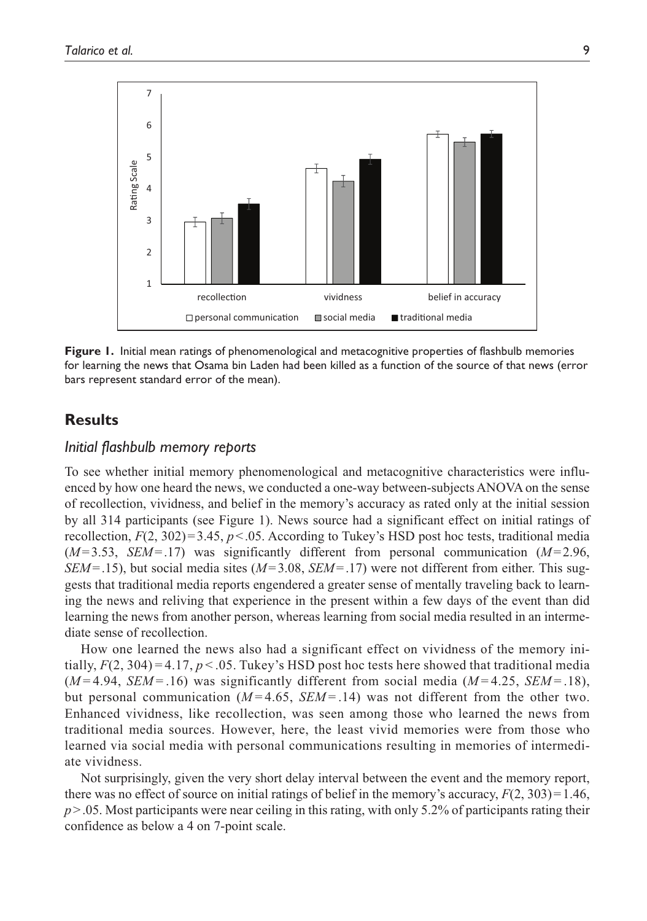**Figure 1.** Initial mean ratings of phenomenological and metacognitive properties of flashbulb memories for learning the news that Osama bin Laden had been killed as a function of the source of that news (error bars represent standard error of the mean).

## Results

### *Initial flashbulb memory reports*

To see whether initial memory phenomenological and metacognitive characteristics were influenced by how one heard the news, we conducted a one-way between-subjects ANOVA on the sense of recollection, vividness, and belief in the memory's accuracy as rated only at the initial session by all 314 participants (see Figure 1). News source had a significant effect on initial ratings of recollection, $F(2, 302) = 3.45$, $p < .05$. According to Tukey's HSD post hoc tests, traditional media ($M = 3.53$, $SEM = .17$) was significantly different from personal communication ($M = 2.96$, $SEM = .15$), but social media sites ($M = 3.08$, $SEM = .17$) were not different from either. This suggests that traditional media reports engendered a greater sense of mentally traveling back to learning the news and reliving that experience in the present within a few days of the event than did learning the news from another person, whereas learning from social media resulted in an intermediate sense of recollection.

How one learned the news also had a significant effect on vividness of the memory initially, $F(2, 304) = 4.17$, $p < .05$. Tukey's HSD post hoc tests here showed that traditional media ($M = 4.94$, $SEM = .16$) was significantly different from social media ($M = 4.25$, $SEM = .18$), but personal communication ($M = 4.65$, $SEM = .14$) was not different from the other two. Enhanced vividness, like recollection, was seen among those who learned the news from traditional media sources. However, here, the least vivid memories were from those who learned via social media with personal communications resulting in memories of intermediate vividness.

Not surprisingly, given the very short delay interval between the event and the memory report, there was no effect of source on initial ratings of belief in the memory's accuracy, $F(2, 303) = 1.46$, $p > .05$. Most participants were near ceiling in this rating, with only 5.2% of participants rating their confidence as below a 4 on 7-point scale.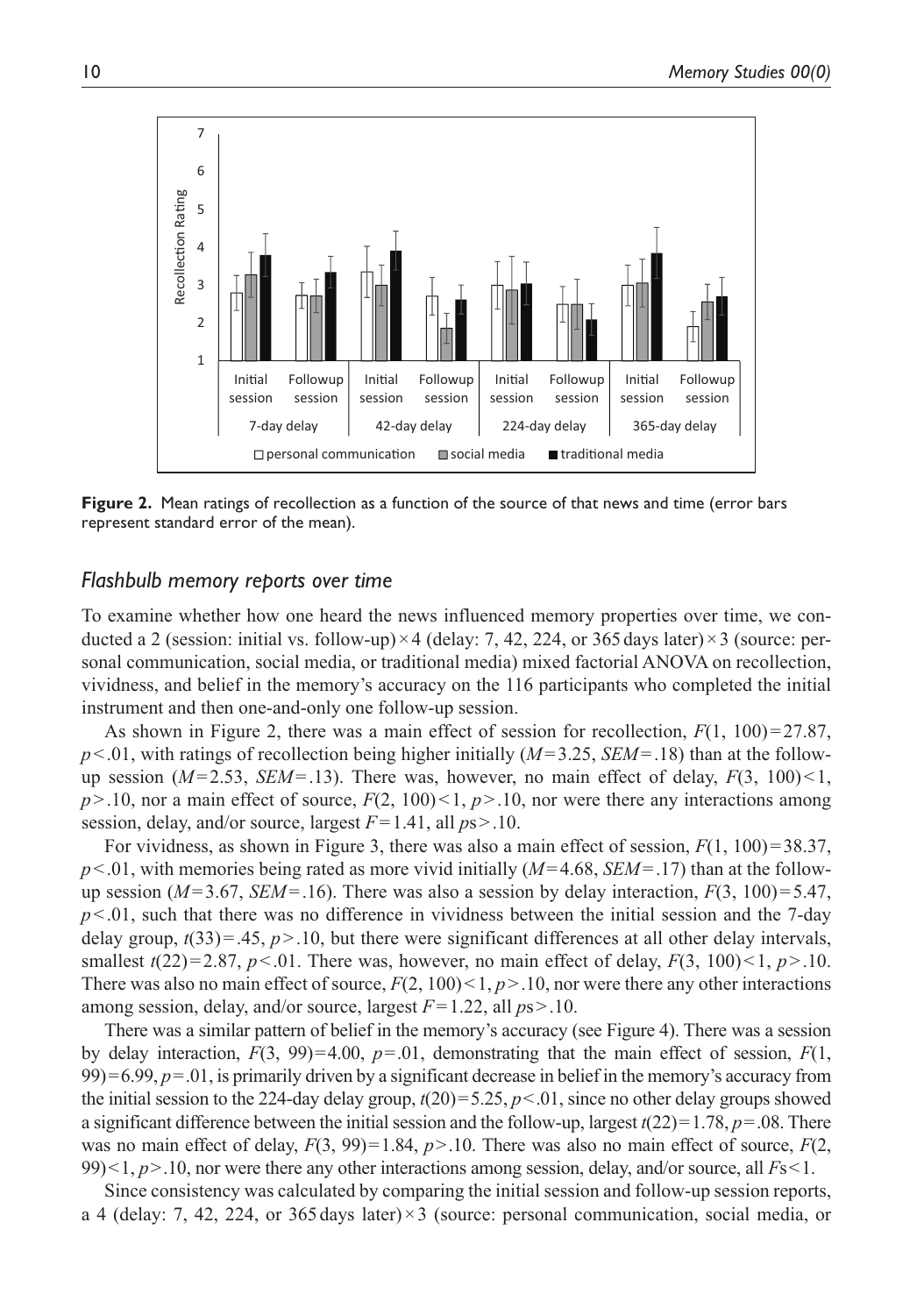**Figure 2.** Mean ratings of recollection as a function of the source of that news and time (error bars represent standard error of the mean).

### *Flashbulb memory reports over time*

To examine whether how one heard the news influenced memory properties over time, we conducted a 2 (session: initial vs. follow-up) × 4 (delay: 7, 42, 224, or 365 days later) × 3 (source: personal communication, social media, or traditional media) mixed factorial ANOVA on recollection, vividness, and belief in the memory's accuracy on the 116 participants who completed the initial instrument and then one-and-only one follow-up session.

As shown in Figure 2, there was a main effect of session for recollection, $F(1, 100) = 27.87$, $p < .01$, with ratings of recollection being higher initially ($M = 3.25$, $SEM = .18$) than at the follow-up session ($M = 2.53$, $SEM = .13$). There was, however, no main effect of delay, $F(3, 100) < 1$, $p > .10$, nor a main effect of source, $F(2, 100) < 1$, $p > .10$, nor were there any interactions among session, delay, and/or source, largest $F = 1.41$, all $ps > .10$.

For vividness, as shown in Figure 3, there was also a main effect of session, $F(1, 100) = 38.37$, $p < .01$, with memories being rated as more vivid initially ($M = 4.68$, $SEM = .17$) than at the follow-up session ($M = 3.67$, $SEM = .16$). There was also a session by delay interaction, $F(3, 100) = 5.47$, $p < .01$, such that there was no difference in vividness between the initial session and the 7-day delay group, $t(33) = .45$, $p > .10$, but there were significant differences at all other delay intervals, smallest $t(22) = 2.87$, $p < .01$. There was, however, no main effect of delay, $F(3, 100) < 1$, $p > .10$. There was also no main effect of source, $F(2, 100) < 1$, $p > .10$, nor were there any other interactions among session, delay, and/or source, largest $F = 1.22$, all $ps > .10$.

There was a similar pattern of belief in the memory's accuracy (see Figure 4). There was a session by delay interaction, $F(3, 99) = 4.00$, $p = .01$, demonstrating that the main effect of session, $F(1, 99) = 6.99$, $p = .01$, is primarily driven by a significant decrease in belief in the memory's accuracy from the initial session to the 224-day delay group, $t(20) = 5.25$, $p < .01$, since no other delay groups showed a significant difference between the initial session and the follow-up, largest $t(22) = 1.78$, $p = .08$. There was no main effect of delay, $F(3, 99) = 1.84$, $p > .10$. There was also no main effect of source, $F(2, 99) < 1$, $p > .10$, nor were there any other interactions among session, delay, and/or source, all $Fs < 1$.

Since consistency was calculated by comparing the initial session and follow-up session reports, a 4 (delay: 7, 42, 224, or 365 days later) × 3 (source: personal communication, social media, or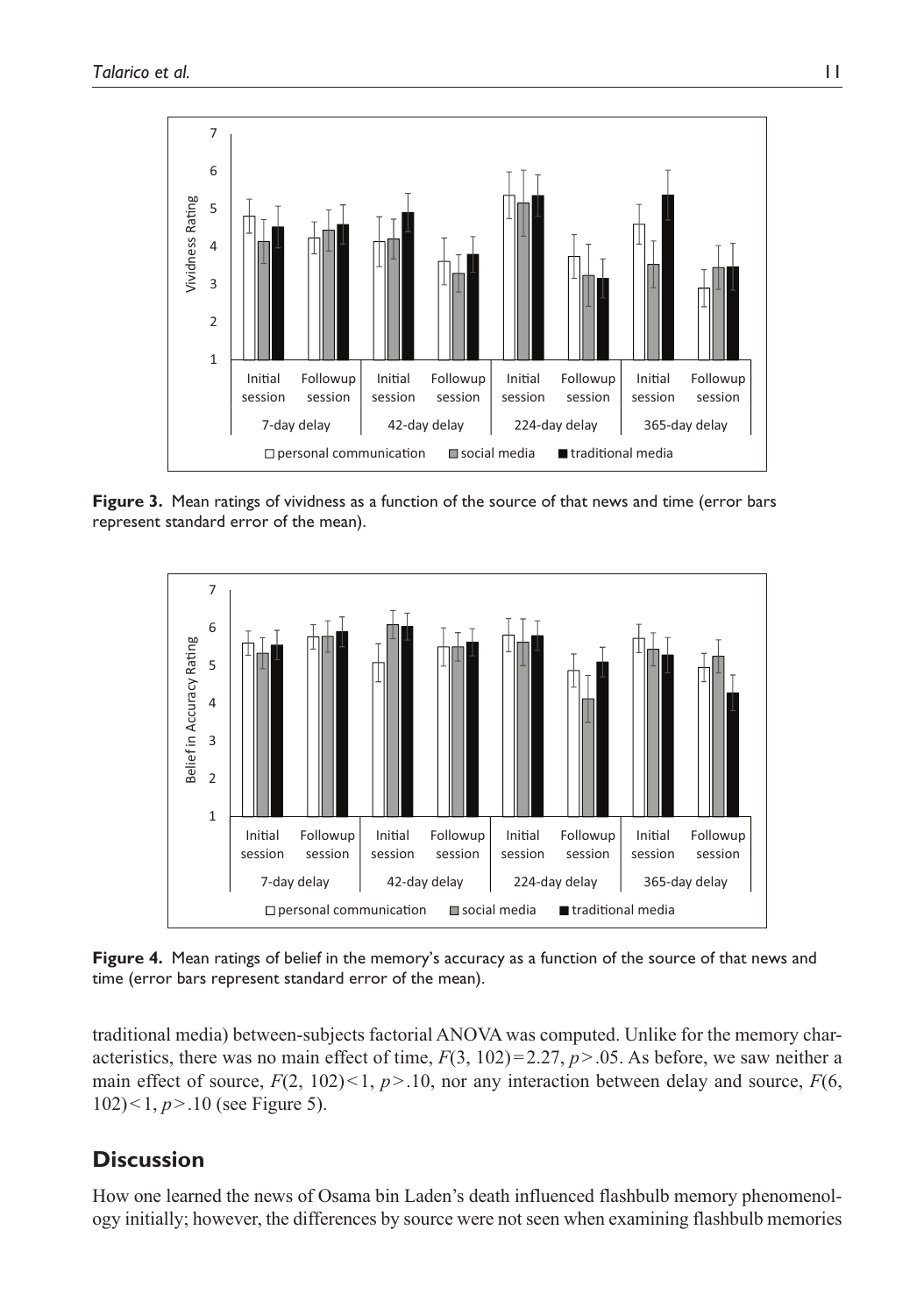**Figure 3.** Mean ratings of vividness as a function of the source of that news and time (error bars represent standard error of the mean).

**Figure 4.** Mean ratings of belief in the memory's accuracy as a function of the source of that news and time (error bars represent standard error of the mean).

traditional media) between-subjects factorial ANOVA was computed. Unlike for the memory characteristics, there was no main effect of time, $F(3, 102) = 2.27$, $p > .05$. As before, we saw neither a main effect of source, $F(2, 102) < 1$, $p > .10$, nor any interaction between delay and source, $F(6, 102) < 1$, $p > .10$ (see Figure 5).

## Discussion

How one learned the news of Osama bin Laden's death influenced flashbulb memory phenomenology initially; however, the differences by source were not seen when examining flashbulb memories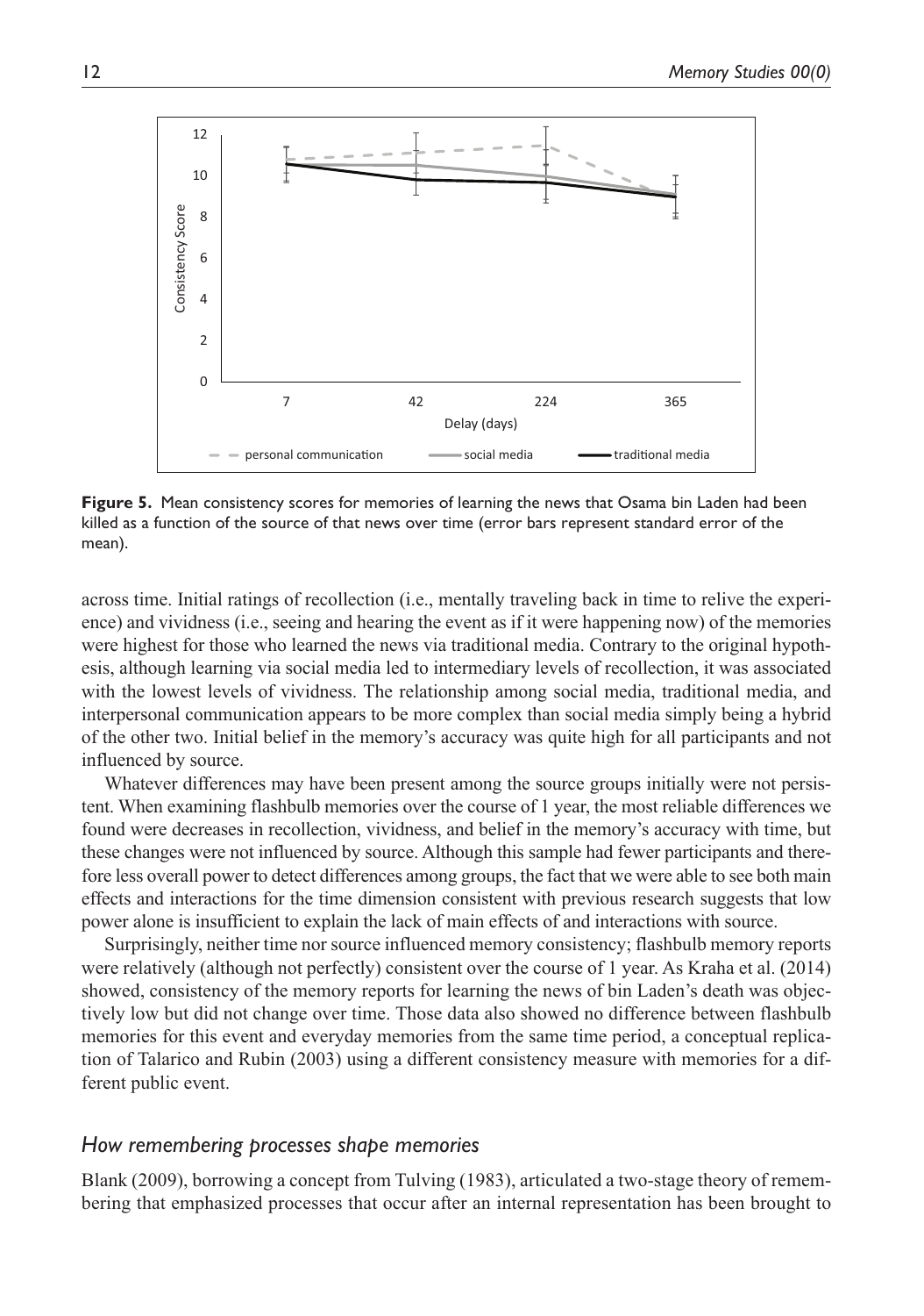**Figure 5.** Mean consistency scores for memories of learning the news that Osama bin Laden had been killed as a function of the source of that news over time (error bars represent standard error of the mean).

across time. Initial ratings of recollection (i.e., mentally traveling back in time to relive the experience) and vividness (i.e., seeing and hearing the event as if it were happening now) of the memories were highest for those who learned the news via traditional media. Contrary to the original hypothesis, although learning via social media led to intermediary levels of recollection, it was associated with the lowest levels of vividness. The relationship among social media, traditional media, and interpersonal communication appears to be more complex than social media simply being a hybrid of the other two. Initial belief in the memory's accuracy was quite high for all participants and not influenced by source.

Whatever differences may have been present among the source groups initially were not persistent. When examining flashbulb memories over the course of 1 year, the most reliable differences we found were decreases in recollection, vividness, and belief in the memory's accuracy with time, but these changes were not influenced by source. Although this sample had fewer participants and therefore less overall power to detect differences among groups, the fact that we were able to see both main effects and interactions for the time dimension consistent with previous research suggests that low power alone is insufficient to explain the lack of main effects of and interactions with source.

Surprisingly, neither time nor source influenced memory consistency; flashbulb memory reports were relatively (although not perfectly) consistent over the course of 1 year. As Kraha et al. (2014) showed, consistency of the memory reports for learning the news of bin Laden's death was objectively low but did not change over time. Those data also showed no difference between flashbulb memories for this event and everyday memories from the same time period, a conceptual replication of Talarico and Rubin (2003) using a different consistency measure with memories for a different public event.

### *How remembering processes shape memories*

Blank (2009), borrowing a concept from Tulving (1983), articulated a two-stage theory of remembering that emphasized processes that occur after an internal representation has been brought to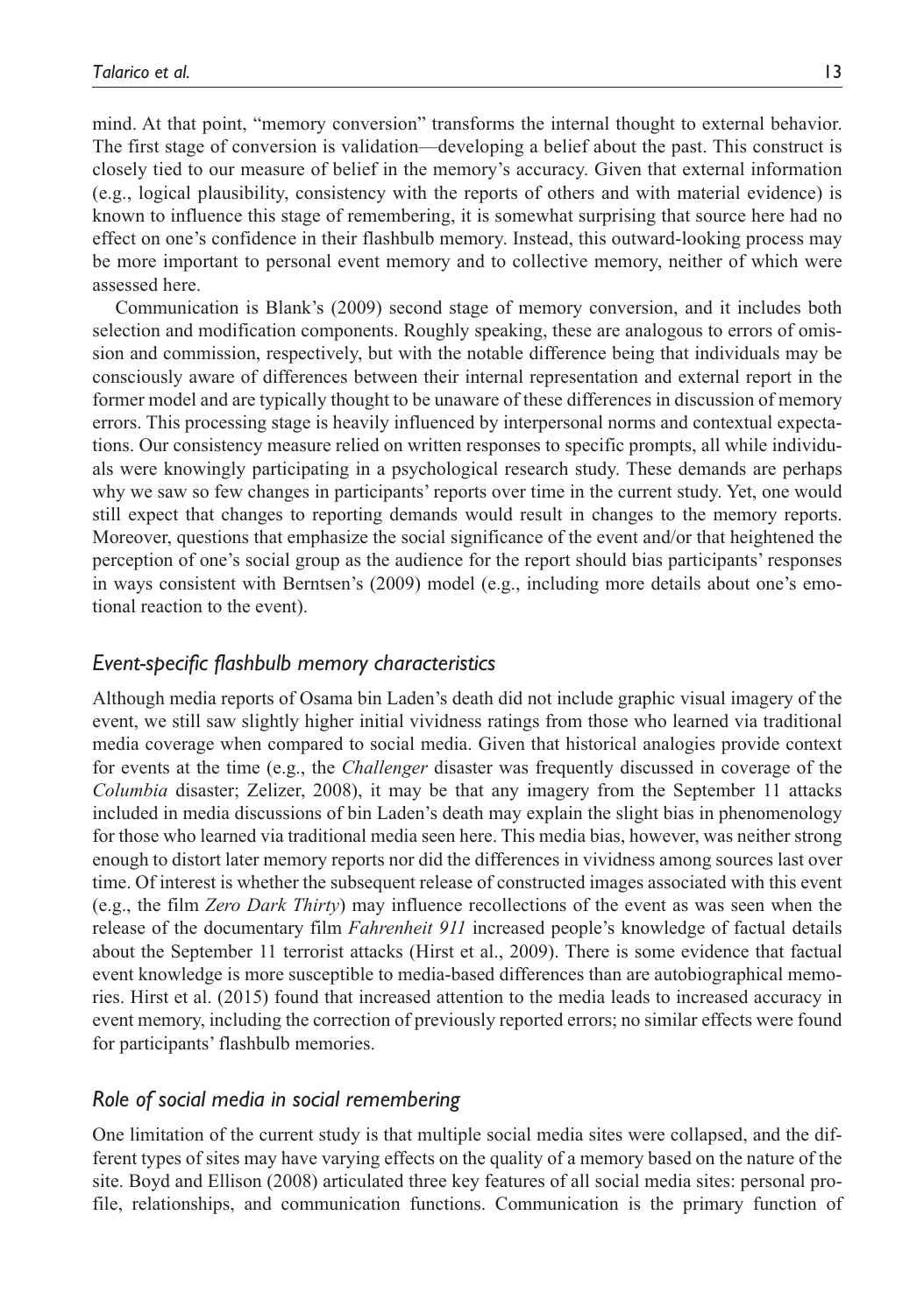mind. At that point, "memory conversion" transforms the internal thought to external behavior. The first stage of conversion is validation—developing a belief about the past. This construct is closely tied to our measure of belief in the memory's accuracy. Given that external information (e.g., logical plausibility, consistency with the reports of others and with material evidence) is known to influence this stage of remembering, it is somewhat surprising that source here had no effect on one's confidence in their flashbulb memory. Instead, this outward-looking process may be more important to personal event memory and to collective memory, neither of which were assessed here.

Communication is Blank's (2009) second stage of memory conversion, and it includes both selection and modification components. Roughly speaking, these are analogous to errors of omission and commission, respectively, but with the notable difference being that individuals may be consciously aware of differences between their internal representation and external report in the former model and are typically thought to be unaware of these differences in discussion of memory errors. This processing stage is heavily influenced by interpersonal norms and contextual expectations. Our consistency measure relied on written responses to specific prompts, all while individuals were knowingly participating in a psychological research study. These demands are perhaps why we saw so few changes in participants' reports over time in the current study. Yet, one would still expect that changes to reporting demands would result in changes to the memory reports. Moreover, questions that emphasize the social significance of the event and/or that heightened the perception of one's social group as the audience for the report should bias participants' responses in ways consistent with Berntsen's (2009) model (e.g., including more details about one's emotional reaction to the event).

### *Event-specific flashbulb memory characteristics*

Although media reports of Osama bin Laden's death did not include graphic visual imagery of the event, we still saw slightly higher initial vividness ratings from those who learned via traditional media coverage when compared to social media. Given that historical analogies provide context for events at the time (e.g., the *Challenger* disaster was frequently discussed in coverage of the *Columbia* disaster; Zelizer, 2008), it may be that any imagery from the September 11 attacks included in media discussions of bin Laden's death may explain the slight bias in phenomenology for those who learned via traditional media seen here. This media bias, however, was neither strong enough to distort later memory reports nor did the differences in vividness among sources last over time. Of interest is whether the subsequent release of constructed images associated with this event (e.g., the film *Zero Dark Thirty*) may influence recollections of the event as was seen when the release of the documentary film *Fahrenheit 911* increased people's knowledge of factual details about the September 11 terrorist attacks (Hirst et al., 2009). There is some evidence that factual event knowledge is more susceptible to media-based differences than are autobiographical memories. Hirst et al. (2015) found that increased attention to the media leads to increased accuracy in event memory, including the correction of previously reported errors; no similar effects were found for participants' flashbulb memories.

### *Role of social media in social remembering*

One limitation of the current study is that multiple social media sites were collapsed, and the different types of sites may have varying effects on the quality of a memory based on the nature of the site. Boyd and Ellison (2008) articulated three key features of all social media sites: personal profile, relationships, and communication functions. Communication is the primary function of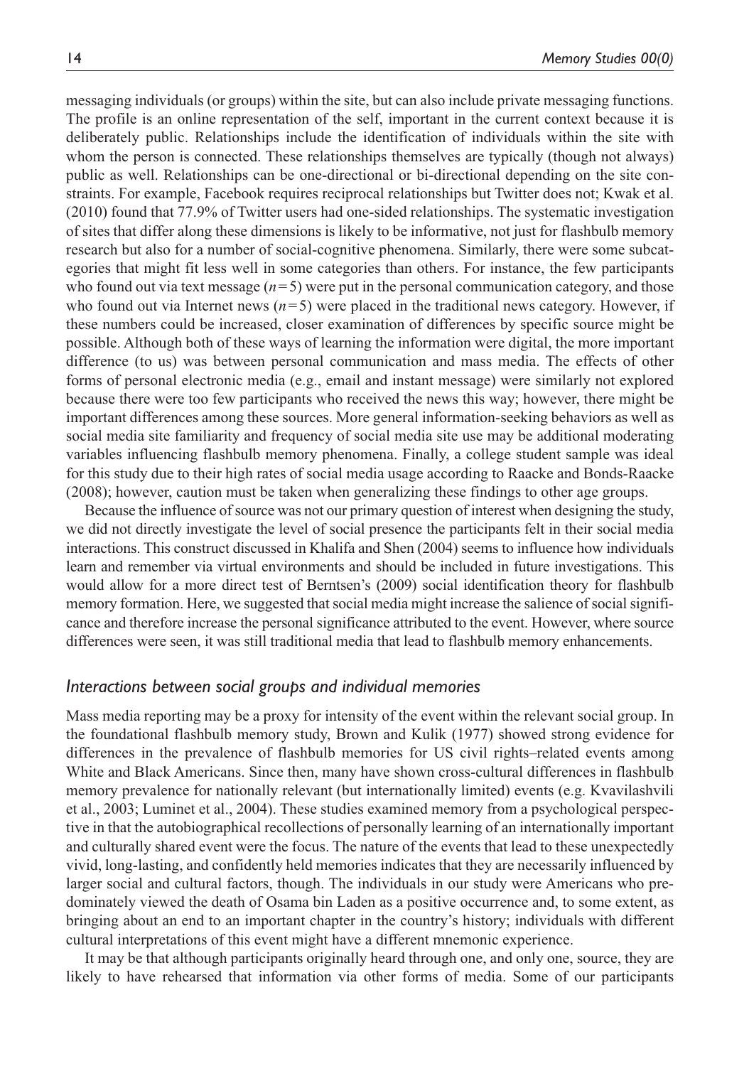messaging individuals (or groups) within the site, but can also include private messaging functions. The profile is an online representation of the self, important in the current context because it is deliberately public. Relationships include the identification of individuals within the site with whom the person is connected. These relationships themselves are typically (though not always) public as well. Relationships can be one-directional or bi-directional depending on the site constraints. For example, Facebook requires reciprocal relationships but Twitter does not; Kwak et al. (2010) found that 77.9% of Twitter users had one-sided relationships. The systematic investigation of sites that differ along these dimensions is likely to be informative, not just for flashbulb memory research but also for a number of social-cognitive phenomena. Similarly, there were some subcategories that might fit less well in some categories than others. For instance, the few participants who found out via text message ($n=5$) were put in the personal communication category, and those who found out via Internet news ($n=5$) were placed in the traditional news category. However, if these numbers could be increased, closer examination of differences by specific source might be possible. Although both of these ways of learning the information were digital, the more important difference (to us) was between personal communication and mass media. The effects of other forms of personal electronic media (e.g., email and instant message) were similarly not explored because there were too few participants who received the news this way; however, there might be important differences among these sources. More general information-seeking behaviors as well as social media site familiarity and frequency of social media site use may be additional moderating variables influencing flashbulb memory phenomena. Finally, a college student sample was ideal for this study due to their high rates of social media usage according to Raacke and Bonds-Raacke (2008); however, caution must be taken when generalizing these findings to other age groups.

Because the influence of source was not our primary question of interest when designing the study, we did not directly investigate the level of social presence the participants felt in their social media interactions. This construct discussed in Khalifa and Shen (2004) seems to influence how individuals learn and remember via virtual environments and should be included in future investigations. This would allow for a more direct test of Berntsen's (2009) social identification theory for flashbulb memory formation. Here, we suggested that social media might increase the salience of social significance and therefore increase the personal significance attributed to the event. However, where source differences were seen, it was still traditional media that lead to flashbulb memory enhancements.

### *Interactions between social groups and individual memories*

Mass media reporting may be a proxy for intensity of the event within the relevant social group. In the foundational flashbulb memory study, Brown and Kulik (1977) showed strong evidence for differences in the prevalence of flashbulb memories for US civil rights–related events among White and Black Americans. Since then, many have shown cross-cultural differences in flashbulb memory prevalence for nationally relevant (but internationally limited) events (e.g. Kvavilashvili et al., 2003; Luminet et al., 2004). These studies examined memory from a psychological perspective in that the autobiographical recollections of personally learning of an internationally important and culturally shared event were the focus. The nature of the events that lead to these unexpectedly vivid, long-lasting, and confidently held memories indicates that they are necessarily influenced by larger social and cultural factors, though. The individuals in our study were Americans who predominately viewed the death of Osama bin Laden as a positive occurrence and, to some extent, as bringing about an end to an important chapter in the country's history; individuals with different cultural interpretations of this event might have a different mnemonic experience.

It may be that although participants originally heard through one, and only one, source, they are likely to have rehearsed that information via other forms of media. Some of our participants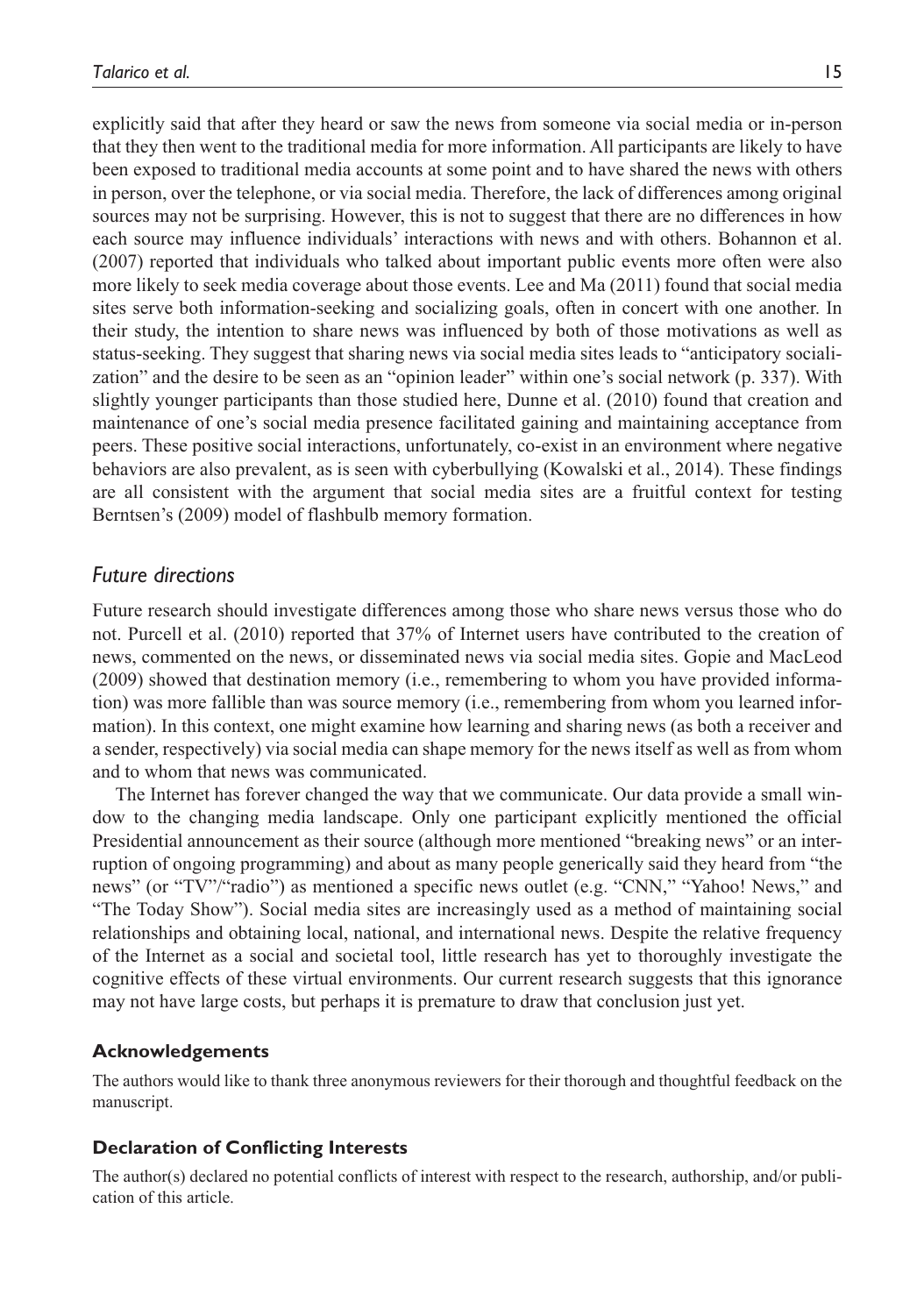explicitly said that after they heard or saw the news from someone via social media or in-person that they then went to the traditional media for more information. All participants are likely to have been exposed to traditional media accounts at some point and to have shared the news with others in person, over the telephone, or via social media. Therefore, the lack of differences among original sources may not be surprising. However, this is not to suggest that there are no differences in how each source may influence individuals' interactions with news and with others. Bohannon et al. (2007) reported that individuals who talked about important public events more often were also more likely to seek media coverage about those events. Lee and Ma (2011) found that social media sites serve both information-seeking and socializing goals, often in concert with one another. In their study, the intention to share news was influenced by both of those motivations as well as status-seeking. They suggest that sharing news via social media sites leads to "anticipatory socialization" and the desire to be seen as an "opinion leader" within one's social network (p. 337). With slightly younger participants than those studied here, Dunne et al. (2010) found that creation and maintenance of one's social media presence facilitated gaining and maintaining acceptance from peers. These positive social interactions, unfortunately, co-exist in an environment where negative behaviors are also prevalent, as is seen with cyberbullying (Kowalski et al., 2014). These findings are all consistent with the argument that social media sites are a fruitful context for testing Berntsen's (2009) model of flashbulb memory formation.

## *Future directions*

Future research should investigate differences among those who share news versus those who do not. Purcell et al. (2010) reported that 37% of Internet users have contributed to the creation of news, commented on the news, or disseminated news via social media sites. Gopie and MacLeod (2009) showed that destination memory (i.e., remembering to whom you have provided information) was more fallible than was source memory (i.e., remembering from whom you learned information). In this context, one might examine how learning and sharing news (as both a receiver and a sender, respectively) via social media can shape memory for the news itself as well as from whom and to whom that news was communicated.

The Internet has forever changed the way that we communicate. Our data provide a small window to the changing media landscape. Only one participant explicitly mentioned the official Presidential announcement as their source (although more mentioned "breaking news" or an interruption of ongoing programming) and about as many people generically said they heard from "the news" (or "TV"/"radio") as mentioned a specific news outlet (e.g. "CNN," "Yahoo! News," and "The Today Show"). Social media sites are increasingly used as a method of maintaining social relationships and obtaining local, national, and international news. Despite the relative frequency of the Internet as a social and societal tool, little research has yet to thoroughly investigate the cognitive effects of these virtual environments. Our current research suggests that this ignorance may not have large costs, but perhaps it is premature to draw that conclusion just yet.

### Acknowledgements

The authors would like to thank three anonymous reviewers for their thorough and thoughtful feedback on the manuscript.

### Declaration of Conflicting Interests

The author(s) declared no potential conflicts of interest with respect to the research, authorship, and/or publication of this article.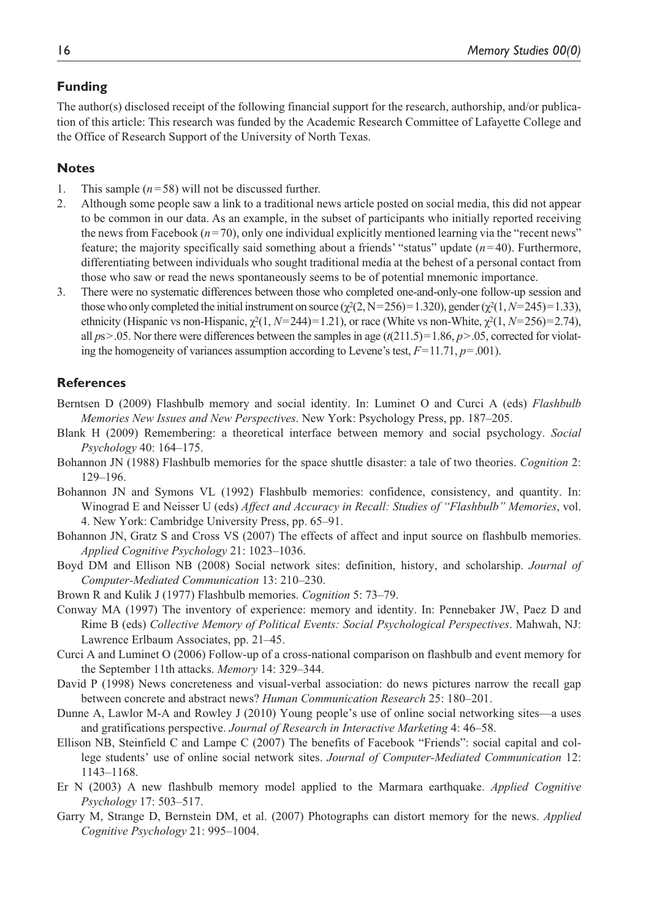## Funding

The author(s) disclosed receipt of the following financial support for the research, authorship, and/or publication of this article: This research was funded by the Academic Research Committee of Lafayette College and the Office of Research Support of the University of North Texas.

## Notes

1. This sample ($n=58$) will not be discussed further.
2. Although some people saw a link to a traditional news article posted on social media, this did not appear to be common in our data. As an example, in the subset of participants who initially reported receiving the news from Facebook ($n=70$), only one individual explicitly mentioned learning via the "recent news" feature; the majority specifically said something about a friends' "status" update ($n=40$). Furthermore, differentiating between individuals who sought traditional media at the behest of a personal contact from those who saw or read the news spontaneously seems to be of potential mnemonic importance.
3. There were no systematic differences between those who completed one-and-only-one follow-up session and those who only completed the initial instrument on source ($\chi^2(2, N=256)=1.320$), gender ($\chi^2(1, N=245)=1.33$), ethnicity (Hispanic vs non-Hispanic, $\chi^2(1, N=244)=1.21$), or race (White vs non-White, $\chi^2(1, N=256)=2.74$), all $ps>.05$. Nor there were differences between the samples in age ($t(211.5)=1.86$, $p>.05$, corrected for violating the homogeneity of variances assumption according to Levene's test, $F=11.71$, $p=.001$).

## References

Berntsen D (2009) Flashbulb memory and social identity. In: Luminet O and Curci A (eds) *Flashbulb Memories New Issues and New Perspectives*. New York: Psychology Press, pp. 187–205.

Blank H (2009) Remembering: a theoretical interface between memory and social psychology. *Social Psychology* 40: 164–175.

Bohannon JN (1988) Flashbulb memories for the space shuttle disaster: a tale of two theories. *Cognition* 2: 129–196.

Bohannon JN and Symons VL (1992) Flashbulb memories: confidence, consistency, and quantity. In: Winograd E and Neisser U (eds) *Affect and Accuracy in Recall: Studies of "Flashbulb" Memories*, vol. 4. New York: Cambridge University Press, pp. 65–91.

Bohannon JN, Gratz S and Cross VS (2007) The effects of affect and input source on flashbulb memories. *Applied Cognitive Psychology* 21: 1023–1036.

Boyd DM and Ellison NB (2008) Social network sites: definition, history, and scholarship. *Journal of Computer-Mediated Communication* 13: 210–230.

Brown R and Kulik J (1977) Flashbulb memories. *Cognition* 5: 73–79.

Conway MA (1997) The inventory of experience: memory and identity. In: Pennebaker JW, Paez D and Rime B (eds) *Collective Memory of Political Events: Social Psychological Perspectives*. Mahwah, NJ: Lawrence Erlbaum Associates, pp. 21–45.

Curci A and Luminet O (2006) Follow-up of a cross-national comparison on flashbulb and event memory for the September 11th attacks. *Memory* 14: 329–344.

David P (1998) News concreteness and visual-verbal association: do news pictures narrow the recall gap between concrete and abstract news? *Human Communication Research* 25: 180–201.

Dunne A, Lawlor M-A and Rowley J (2010) Young people's use of online social networking sites—a uses and gratifications perspective. *Journal of Research in Interactive Marketing* 4: 46–58.

Ellison NB, Steinfield C and Lampe C (2007) The benefits of Facebook "Friends": social capital and college students' use of online social network sites. *Journal of Computer-Mediated Communication* 12: 1143–1168.

Er N (2003) A new flashbulb memory model applied to the Marmara earthquake. *Applied Cognitive Psychology* 17: 503–517.

Garry M, Strange D, Bernstein DM, et al. (2007) Photographs can distort memory for the news. *Applied Cognitive Psychology* 21: 995–1004.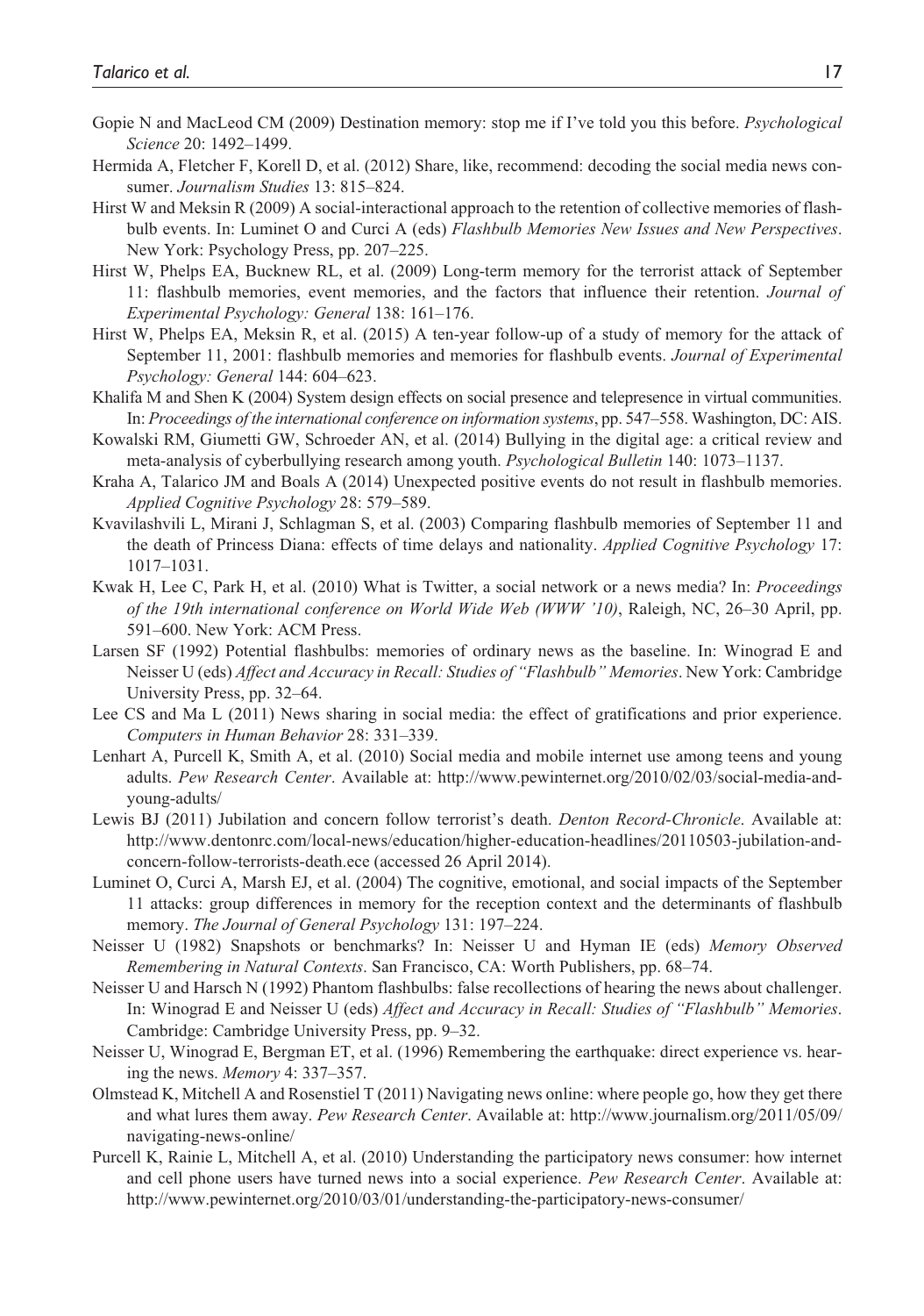Gopie N and MacLeod CM (2009) Destination memory: stop me if I've told you this before. *Psychological Science* 20: 1492–1499.

Hermida A, Fletcher F, Korell D, et al. (2012) Share, like, recommend: decoding the social media news consumer. *Journalism Studies* 13: 815–824.

Hirst W and Meksin R (2009) A social-interactional approach to the retention of collective memories of flashbulb events. In: Luminet O and Curci A (eds) *Flashbulb Memories New Issues and New Perspectives*. New York: Psychology Press, pp. 207–225.

Hirst W, Phelps EA, Bucknew RL, et al. (2009) Long-term memory for the terrorist attack of September 11: flashbulb memories, event memories, and the factors that influence their retention. *Journal of Experimental Psychology: General* 138: 161–176.

Hirst W, Phelps EA, Meksin R, et al. (2015) A ten-year follow-up of a study of memory for the attack of September 11, 2001: flashbulb memories and memories for flashbulb events. *Journal of Experimental Psychology: General* 144: 604–623.

Khalifa M and Shen K (2004) System design effects on social presence and telepresence in virtual communities. In: *Proceedings of the international conference on information systems*, pp. 547–558. Washington, DC: AIS.

Kowalski RM, Giumetti GW, Schroeder AN, et al. (2014) Bullying in the digital age: a critical review and meta-analysis of cyberbullying research among youth. *Psychological Bulletin* 140: 1073–1137.

Kraha A, Talarico JM and Boals A (2014) Unexpected positive events do not result in flashbulb memories. *Applied Cognitive Psychology* 28: 579–589.

Kvavilashvili L, Mirani J, Schlagman S, et al. (2003) Comparing flashbulb memories of September 11 and the death of Princess Diana: effects of time delays and nationality. *Applied Cognitive Psychology* 17: 1017–1031.

Kwak H, Lee C, Park H, et al. (2010) What is Twitter, a social network or a news media? In: *Proceedings of the 19th international conference on World Wide Web (WWW '10)*, Raleigh, NC, 26–30 April, pp. 591–600. New York: ACM Press.

Larsen SF (1992) Potential flashbulbs: memories of ordinary news as the baseline. In: Winograd E and Neisser U (eds) *Affect and Accuracy in Recall: Studies of "Flashbulb" Memories*. New York: Cambridge University Press, pp. 32–64.

Lee CS and Ma L (2011) News sharing in social media: the effect of gratifications and prior experience. *Computers in Human Behavior* 28: 331–339.

Lenhart A, Purcell K, Smith A, et al. (2010) Social media and mobile internet use among teens and young adults. *Pew Research Center*. Available at: http://www.pewinternet.org/2010/02/03/social-media-and-young-adults/

Lewis BJ (2011) Jubilation and concern follow terrorist's death. *Denton Record-Chronicle*. Available at: http://www.dentonrc.com/local-news/education/higher-education-headlines/20110503-jubilation-and-concern-follow-terrorists-death.ece (accessed 26 April 2014).

Luminet O, Curci A, Marsh EJ, et al. (2004) The cognitive, emotional, and social impacts of the September 11 attacks: group differences in memory for the reception context and the determinants of flashbulb memory. *The Journal of General Psychology* 131: 197–224.

Neisser U (1982) Snapshots or benchmarks? In: Neisser U and Hyman IE (eds) *Memory Observed Remembering in Natural Contexts*. San Francisco, CA: Worth Publishers, pp. 68–74.

Neisser U and Harsch N (1992) Phantom flashbulbs: false recollections of hearing the news about challenger. In: Winograd E and Neisser U (eds) *Affect and Accuracy in Recall: Studies of "Flashbulb" Memories*. Cambridge: Cambridge University Press, pp. 9–32.

Neisser U, Winograd E, Bergman ET, et al. (1996) Remembering the earthquake: direct experience vs. hearing the news. *Memory* 4: 337–357.

Olmstead K, Mitchell A and Rosenstiel T (2011) Navigating news online: where people go, how they get there and what lures them away. *Pew Research Center*. Available at: http://www.journalism.org/2011/05/09/navigating-news-online/

Purcell K, Rainie L, Mitchell A, et al. (2010) Understanding the participatory news consumer: how internet and cell phone users have turned news into a social experience. *Pew Research Center*. Available at: http://www.pewinternet.org/2010/03/01/understanding-the-participatory-news-consumer/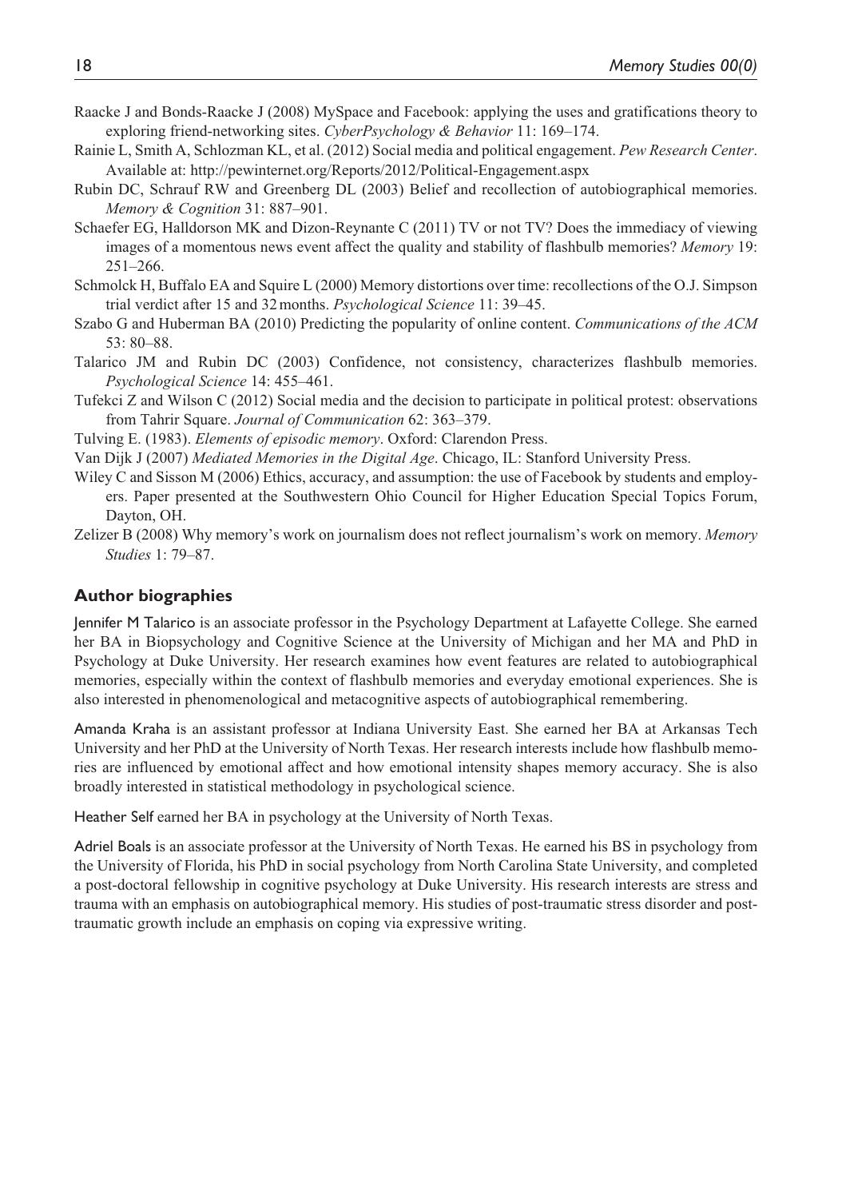Raacke J and Bonds-Raacke J (2008) MySpace and Facebook: applying the uses and gratifications theory to exploring friend-networking sites. *CyberPsychology & Behavior* 11: 169–174.

Rainie L, Smith A, Schlozman KL, et al. (2012) Social media and political engagement. *Pew Research Center*. Available at: http://pewinternet.org/Reports/2012/Political-Engagement.aspx

Rubin DC, Schrauf RW and Greenberg DL (2003) Belief and recollection of autobiographical memories. *Memory & Cognition* 31: 887–901.

Schaefer EG, Halldorson MK and Dizon-Reynante C (2011) TV or not TV? Does the immediacy of viewing images of a momentous news event affect the quality and stability of flashbulb memories? *Memory* 19: 251–266.

Schmolck H, Buffalo EA and Squire L (2000) Memory distortions over time: recollections of the O.J. Simpson trial verdict after 15 and 32 months. *Psychological Science* 11: 39–45.

Szabo G and Huberman BA (2010) Predicting the popularity of online content. *Communications of the ACM* 53: 80–88.

Talarico JM and Rubin DC (2003) Confidence, not consistency, characterizes flashbulb memories. *Psychological Science* 14: 455–461.

Tufekci Z and Wilson C (2012) Social media and the decision to participate in political protest: observations from Tahrir Square. *Journal of Communication* 62: 363–379.

Tulving E. (1983). *Elements of episodic memory*. Oxford: Clarendon Press.

Van Dijk J (2007) *Mediated Memories in the Digital Age*. Chicago, IL: Stanford University Press.

Wiley C and Sisson M (2006) Ethics, accuracy, and assumption: the use of Facebook by students and employers. Paper presented at the Southwestern Ohio Council for Higher Education Special Topics Forum, Dayton, OH.

Zelizer B (2008) Why memory's work on journalism does not reflect journalism's work on memory. *Memory Studies* 1: 79–87.

## Author biographies

Jennifer M Talarico is an associate professor in the Psychology Department at Lafayette College. She earned her BA in Biopsychology and Cognitive Science at the University of Michigan and her MA and PhD in Psychology at Duke University. Her research examines how event features are related to autobiographical memories, especially within the context of flashbulb memories and everyday emotional experiences. She is also interested in phenomenological and metacognitive aspects of autobiographical remembering.

Amanda Kraha is an assistant professor at Indiana University East. She earned her BA at Arkansas Tech University and her PhD at the University of North Texas. Her research interests include how flashbulb memories are influenced by emotional affect and how emotional intensity shapes memory accuracy. She is also broadly interested in statistical methodology in psychological science.

Heather Self earned her BA in psychology at the University of North Texas.

Adriel Boals is an associate professor at the University of North Texas. He earned his BS in psychology from the University of Florida, his PhD in social psychology from North Carolina State University, and completed a post-doctoral fellowship in cognitive psychology at Duke University. His research interests are stress and trauma with an emphasis on autobiographical memory. His studies of post-traumatic stress disorder and post-traumatic growth include an emphasis on coping via expressive writing.